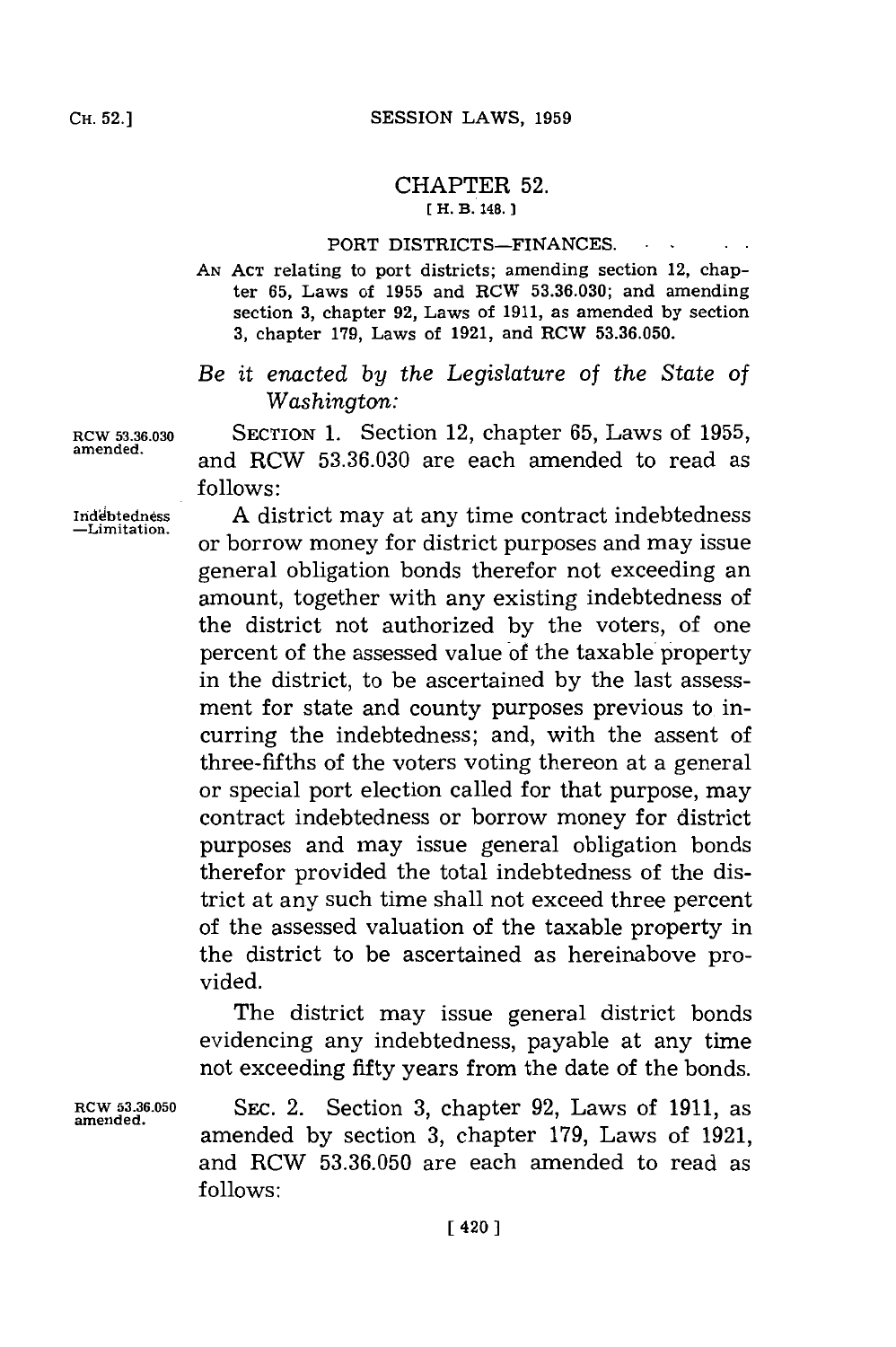# CHAPTER 52.

[ H. B. 148. ]

PORT DISTRICTS—FINANCES.

AN ACT relating to port districts; amending section 12, chapter 65, Laws of 1955 and RCW 53.36.030; and amending section 3, chapter 92, Laws of 1911, as amended by section 3, chapter 179, Laws of 1921, and RCW 53.36.050.

*Be it enacted by the Legislature of the State of Washington:*

RCW 53.36.030 amended.

SECTION 1. Section 12, chapter 65, Laws of 1955, and RCW 53.36.030 are each amended to read as follows:

Indebtedness —Limitation.

A district may at any time contract indebtedness or borrow money for district purposes and may issue general obligation bonds therefor not exceeding an amount, together with any existing indebtedness of the district not authorized by the voters, of one percent of the assessed value of the taxable property in the district, to be ascertained by the last assessment for state and county purposes previous to incurring the indebtedness; and, with the assent of three-fifths of the voters voting thereon at a general or special port election called for that purpose, may contract indebtedness or borrow money for district purposes and may issue general obligation bonds therefor provided the total indebtedness of the district at any such time shall not exceed three percent of the assessed valuation of the taxable property in the district to be ascertained as hereinabove provided.

The district may issue general district bonds evidencing any indebtedness, payable at any time not exceeding fifty years from the date of the bonds.

RCW 53.36.050 amended.

SEC. 2. Section 3, chapter 92, Laws of 1911, as amended by section 3, chapter 179, Laws of 1921, and RCW 53.36.050 are each amended to read as follows: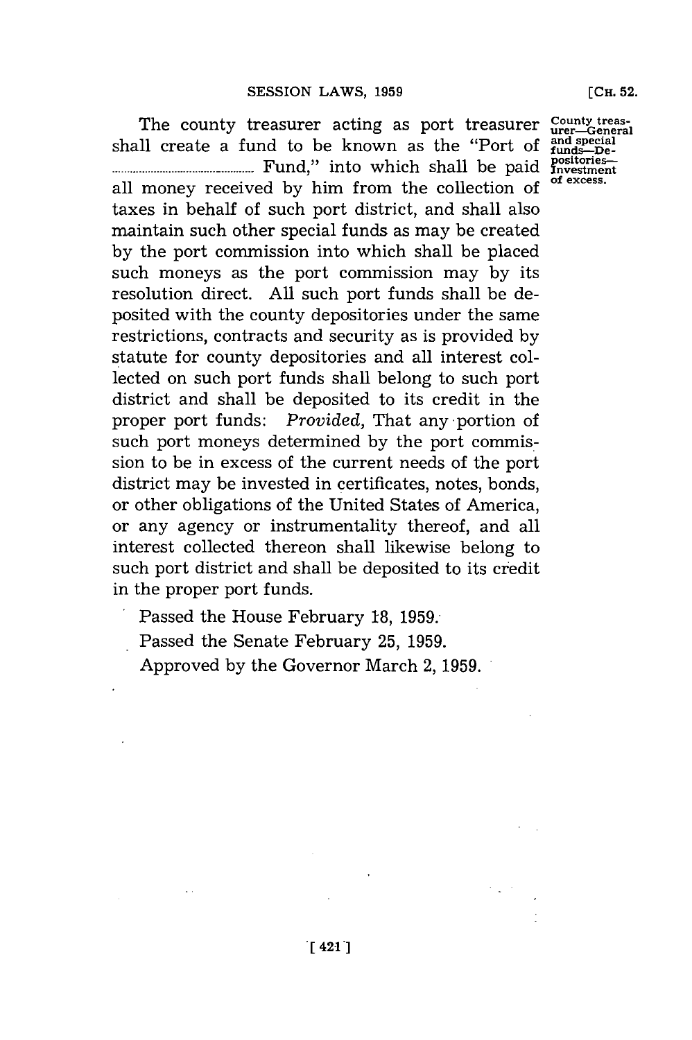County treasurer—General and special funds—Depositories—Investment of excess.

The county treasurer acting as port treasurer shall create a fund to be known as the "Port of .................................... Fund," into which shall be paid all money received by him from the collection of taxes in behalf of such port district, and shall also maintain such other special funds as may be created by the port commission into which shall be placed such moneys as the port commission may by its resolution direct. All such port funds shall be deposited with the county depositories under the same restrictions, contracts and security as is provided by statute for county depositories and all interest collected on such port funds shall belong to such port district and shall be deposited to its credit in the proper port funds: *Provided,* That any portion of such port moneys determined by the port commission to be in excess of the current needs of the port district may be invested in certificates, notes, bonds, or other obligations of the United States of America, or any agency or instrumentality thereof, and all interest collected thereon shall likewise belong to such port district and shall be deposited to its credit in the proper port funds.

Passed the House February 18, 1959.

Passed the Senate February 25, 1959.

Approved by the Governor March 2, 1959.